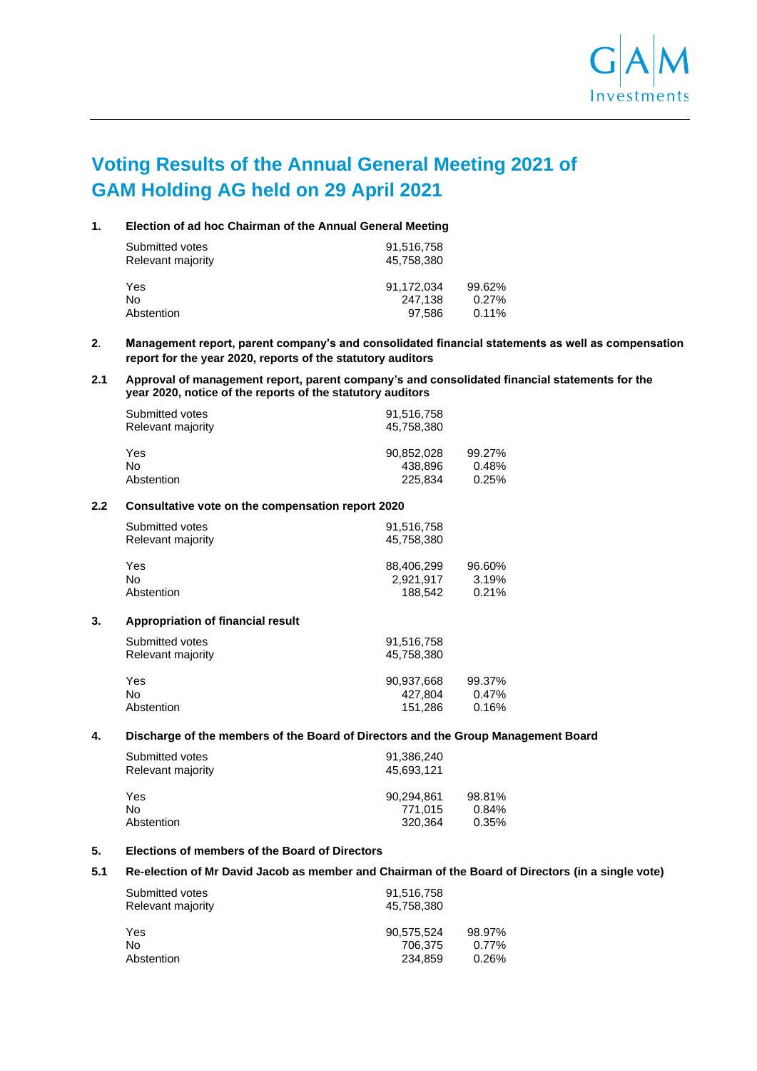# Voting Results of the Annual General Meeting 2021 of GAM Holding AG held on 29 April 2021

**1. Election of ad hoc Chairman of the Annual General Meeting**

| | | |
|---|---|---|
| Submitted votes | 91,516,758 | |
| Relevant majority | 45,758,380 | |
| Yes | 91,172,034 | 99.62% |
| No | 247,138 | 0.27% |
| Abstention | 97,586 | 0.11% |

**2. Management report, parent company's and consolidated financial statements as well as compensation report for the year 2020, reports of the statutory auditors**

**2.1 Approval of management report, parent company's and consolidated financial statements for the year 2020, notice of the reports of the statutory auditors**

| | | |
|---|---|---|
| Submitted votes | 91,516,758 | |
| Relevant majority | 45,758,380 | |
| Yes | 90,852,028 | 99.27% |
| No | 438,896 | 0.48% |
| Abstention | 225,834 | 0.25% |

**2.2 Consultative vote on the compensation report 2020**

| | | |
|---|---|---|
| Submitted votes | 91,516,758 | |
| Relevant majority | 45,758,380 | |
| Yes | 88,406,299 | 96.60% |
| No | 2,921,917 | 3.19% |
| Abstention | 188,542 | 0.21% |

**3. Appropriation of financial result**

| | | |
|---|---|---|
| Submitted votes | 91,516,758 | |
| Relevant majority | 45,758,380 | |
| Yes | 90,937,668 | 99.37% |
| No | 427,804 | 0.47% |
| Abstention | 151,286 | 0.16% |

**4. Discharge of the members of the Board of Directors and the Group Management Board**

| | | |
|---|---|---|
| Submitted votes | 91,386,240 | |
| Relevant majority | 45,693,121 | |
| Yes | 90,294,861 | 98.81% |
| No | 771,015 | 0.84% |
| Abstention | 320,364 | 0.35% |

**5. Elections of members of the Board of Directors**

**5.1 Re-election of Mr David Jacob as member and Chairman of the Board of Directors (in a single vote)**

| | | |
|---|---|---|
| Submitted votes | 91,516,758 | |
| Relevant majority | 45,758,380 | |
| Yes | 90,575,524 | 98.97% |
| No | 706,375 | 0.77% |
| Abstention | 234,859 | 0.26% |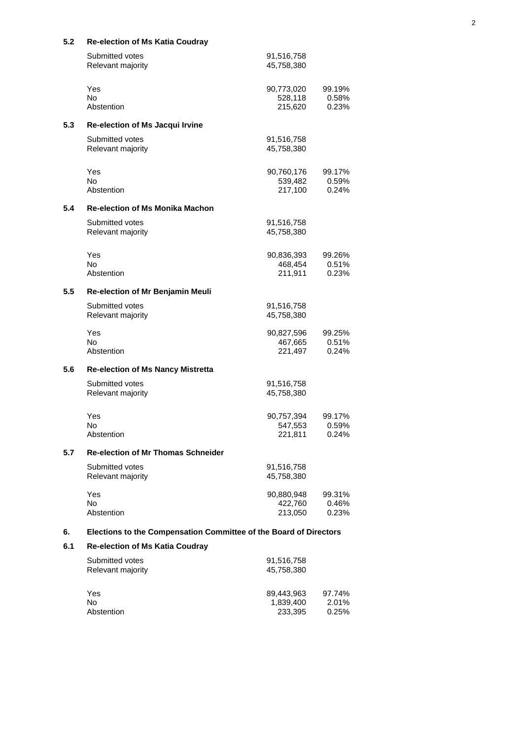### 5.2 Re-election of Ms Katia Coudray

| | | |
|---|---|---|
| Submitted votes | 91,516,758 | |
| Relevant majority | 45,758,380 | |
| Yes | 90,773,020 | 99.19% |
| No | 528,118 | 0.58% |
| Abstention | 215,620 | 0.23% |

### 5.3 Re-election of Ms Jacqui Irvine

| | | |
|---|---|---|
| Submitted votes | 91,516,758 | |
| Relevant majority | 45,758,380 | |
| Yes | 90,760,176 | 99.17% |
| No | 539,482 | 0.59% |
| Abstention | 217,100 | 0.24% |

### 5.4 Re-election of Ms Monika Machon

| | | |
|---|---|---|
| Submitted votes | 91,516,758 | |
| Relevant majority | 45,758,380 | |
| Yes | 90,836,393 | 99.26% |
| No | 468,454 | 0.51% |
| Abstention | 211,911 | 0.23% |

### 5.5 Re-election of Mr Benjamin Meuli

| | | |
|---|---|---|
| Submitted votes | 91,516,758 | |
| Relevant majority | 45,758,380 | |
| Yes | 90,827,596 | 99.25% |
| No | 467,665 | 0.51% |
| Abstention | 221,497 | 0.24% |

### 5.6 Re-election of Ms Nancy Mistretta

| | | |
|---|---|---|
| Submitted votes | 91,516,758 | |
| Relevant majority | 45,758,380 | |
| Yes | 90,757,394 | 99.17% |
| No | 547,553 | 0.59% |
| Abstention | 221,811 | 0.24% |

### 5.7 Re-election of Mr Thomas Schneider

| | | |
|---|---|---|
| Submitted votes | 91,516,758 | |
| Relevant majority | 45,758,380 | |
| Yes | 90,880,948 | 99.31% |
| No | 422,760 | 0.46% |
| Abstention | 213,050 | 0.23% |

## 6. Elections to the Compensation Committee of the Board of Directors

### 6.1 Re-election of Ms Katia Coudray

| | | |
|---|---|---|
| Submitted votes | 91,516,758 | |
| Relevant majority | 45,758,380 | |
| Yes | 89,443,963 | 97.74% |
| No | 1,839,400 | 2.01% |
| Abstention | 233,395 | 0.25% |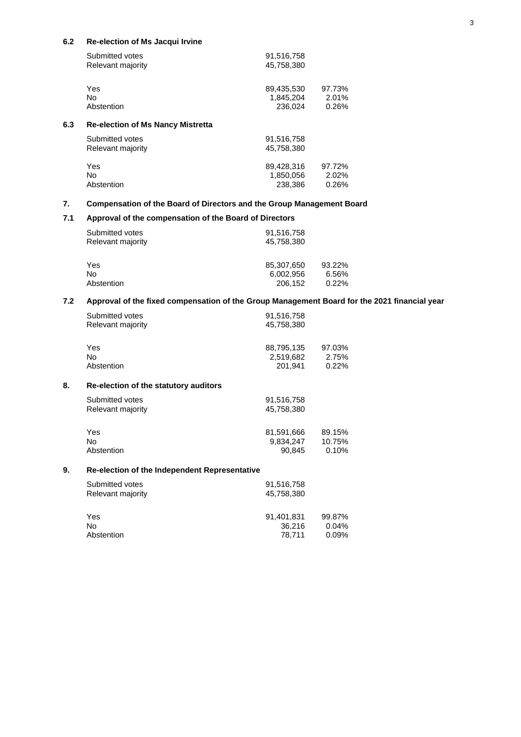### 6.2 Re-election of Ms Jacqui Irvine

| | | |
|---|---|---|
| Submitted votes | 91,516,758 | |
| Relevant majority | 45,758,380 | |
| Yes | 89,435,530 | 97.73% |
| No | 1,845,204 | 2.01% |
| Abstention | 236,024 | 0.26% |

### 6.3 Re-election of Ms Nancy Mistretta

| | | |
|---|---|---|
| Submitted votes | 91,516,758 | |
| Relevant majority | 45,758,380 | |
| Yes | 89,428,316 | 97.72% |
| No | 1,850,056 | 2.02% |
| Abstention | 238,386 | 0.26% |

## 7. Compensation of the Board of Directors and the Group Management Board

### 7.1 Approval of the compensation of the Board of Directors

| | | |
|---|---|---|
| Submitted votes | 91,516,758 | |
| Relevant majority | 45,758,380 | |
| Yes | 85,307,650 | 93.22% |
| No | 6,002,956 | 6.56% |
| Abstention | 206,152 | 0.22% |

### 7.2 Approval of the fixed compensation of the Group Management Board for the 2021 financial year

| | | |
|---|---|---|
| Submitted votes | 91,516,758 | |
| Relevant majority | 45,758,380 | |
| Yes | 88,795,135 | 97.03% |
| No | 2,519,682 | 2.75% |
| Abstention | 201,941 | 0.22% |

## 8. Re-election of the statutory auditors

| | | |
|---|---|---|
| Submitted votes | 91,516,758 | |
| Relevant majority | 45,758,380 | |
| Yes | 81,591,666 | 89.15% |
| No | 9,834,247 | 10.75% |
| Abstention | 90,845 | 0.10% |

## 9. Re-election of the Independent Representative

| | | |
|---|---|---|
| Submitted votes | 91,516,758 | |
| Relevant majority | 45,758,380 | |
| Yes | 91,401,831 | 99.87% |
| No | 36,216 | 0.04% |
| Abstention | 78,711 | 0.09% |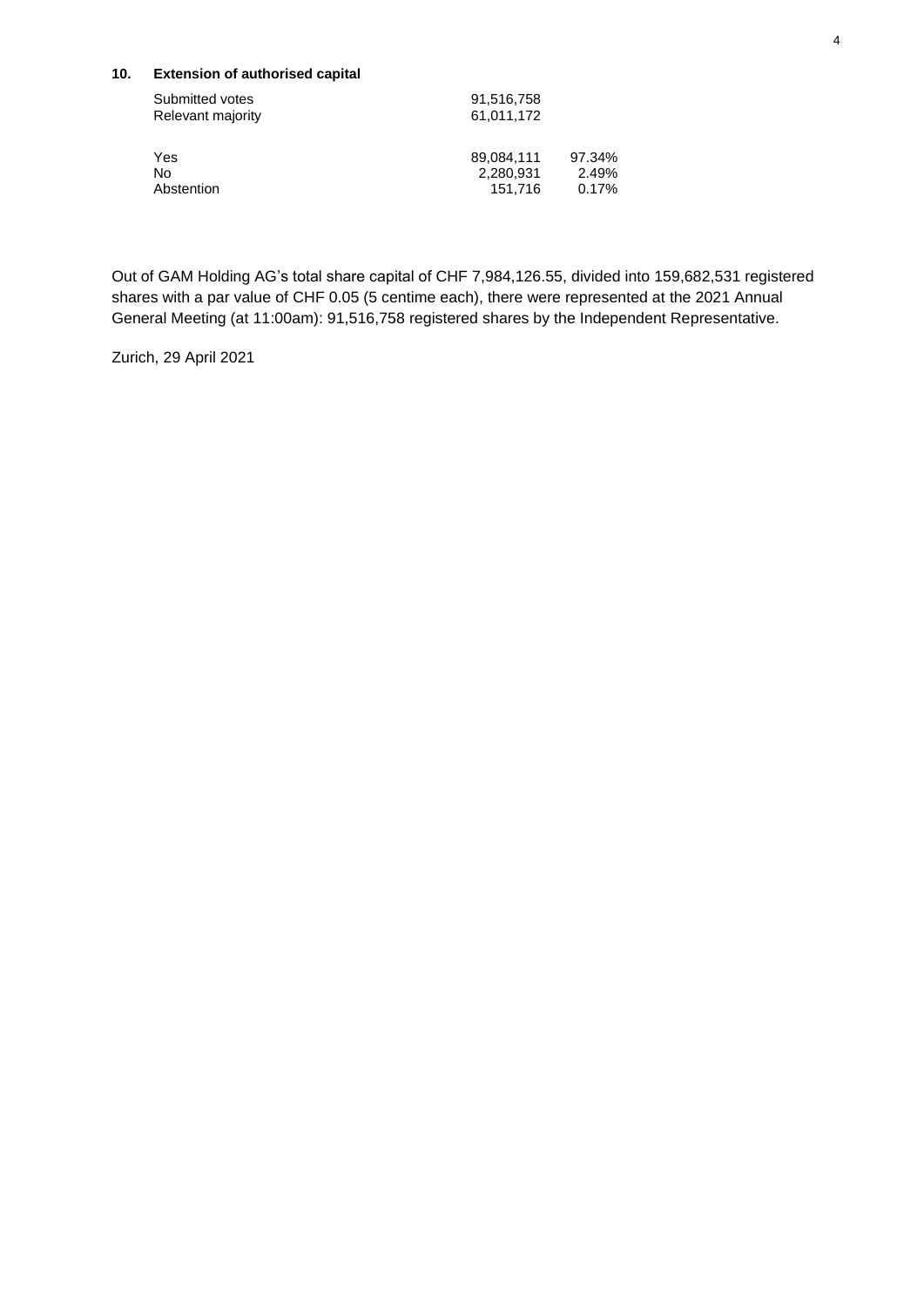## 10. Extension of authorised capital

| | | |
|---|---|---|
| Submitted votes | 91,516,758 | |
| Relevant majority | 61,011,172 | |
| Yes | 89,084,111 | 97.34% |
| No | 2,280,931 | 2.49% |
| Abstention | 151,716 | 0.17% |

Out of GAM Holding AG's total share capital of CHF 7,984,126.55, divided into 159,682,531 registered shares with a par value of CHF 0.05 (5 centime each), there were represented at the 2021 Annual General Meeting (at 11:00am): 91,516,758 registered shares by the Independent Representative.

Zurich, 29 April 2021